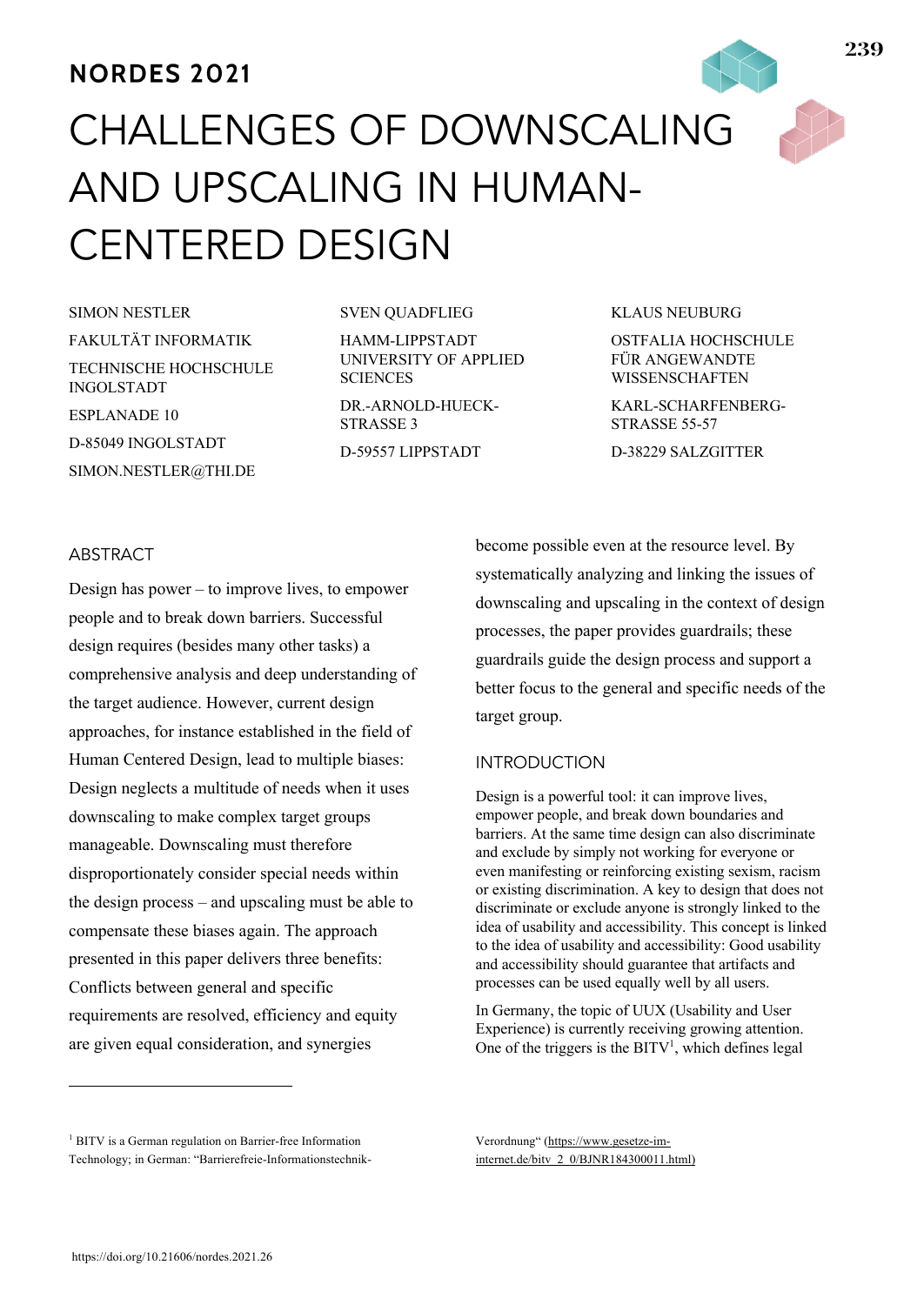NORDES 2021

# CHALLENGES OF DOWNSCALING AND UPSCALING IN HUMAN-CENTERED DESIGN

SIMON NESTLER
FAKULTÄT INFORMATIK
TECHNISCHE HOCHSCHULE INGOLSTADT
ESPLANADE 10
D-85049 INGOLSTADT
SIMON.NESTLER@THI.DE

SVEN QUADFLIEG
HAMM-LIPPSTADT UNIVERSITY OF APPLIED SCIENCES
DR.-ARNOLD-HUECK-STRASSE 3
D-59557 LIPPSTADT

KLAUS NEUBURG
OSTFALIA HOCHSCHULE FÜR ANGEWANDTE WISSENSCHAFTEN
KARL-SCHARFENBERG-STRASSE 55-57
D-38229 SALZGITTER

## ABSTRACT

Design has power – to improve lives, to empower people and to break down barriers. Successful design requires (besides many other tasks) a comprehensive analysis and deep understanding of the target audience. However, current design approaches, for instance established in the field of Human Centered Design, lead to multiple biases: Design neglects a multitude of needs when it uses downscaling to make complex target groups manageable. Downscaling must therefore disproportionately consider special needs within the design process – and upscaling must be able to compensate these biases again. The approach presented in this paper delivers three benefits: Conflicts between general and specific requirements are resolved, efficiency and equity are given equal consideration, and synergies become possible even at the resource level. By systematically analyzing and linking the issues of downscaling and upscaling in the context of design processes, the paper provides guardrails; these guardrails guide the design process and support a better focus to the general and specific needs of the target group.

## INTRODUCTION

Design is a powerful tool: it can improve lives, empower people, and break down boundaries and barriers. At the same time design can also discriminate and exclude by simply not working for everyone or even manifesting or reinforcing existing sexism, racism or existing discrimination. A key to design that does not discriminate or exclude anyone is strongly linked to the idea of usability and accessibility. This concept is linked to the idea of usability and accessibility: Good usability and accessibility should guarantee that artifacts and processes can be used equally well by all users.

In Germany, the topic of UUX (Usability and User Experience) is currently receiving growing attention. One of the triggers is the BITV[1], which defines legal

[1] BITV is a German regulation on Barrier-free Information Technology; in German: "Barrierefreie-Informationstechnik-Verordnung" (https://www.gesetze-im-internet.de/bitv_2_0/BJNR184300011.html)

https://doi.org/10.21606/nordes.2021.26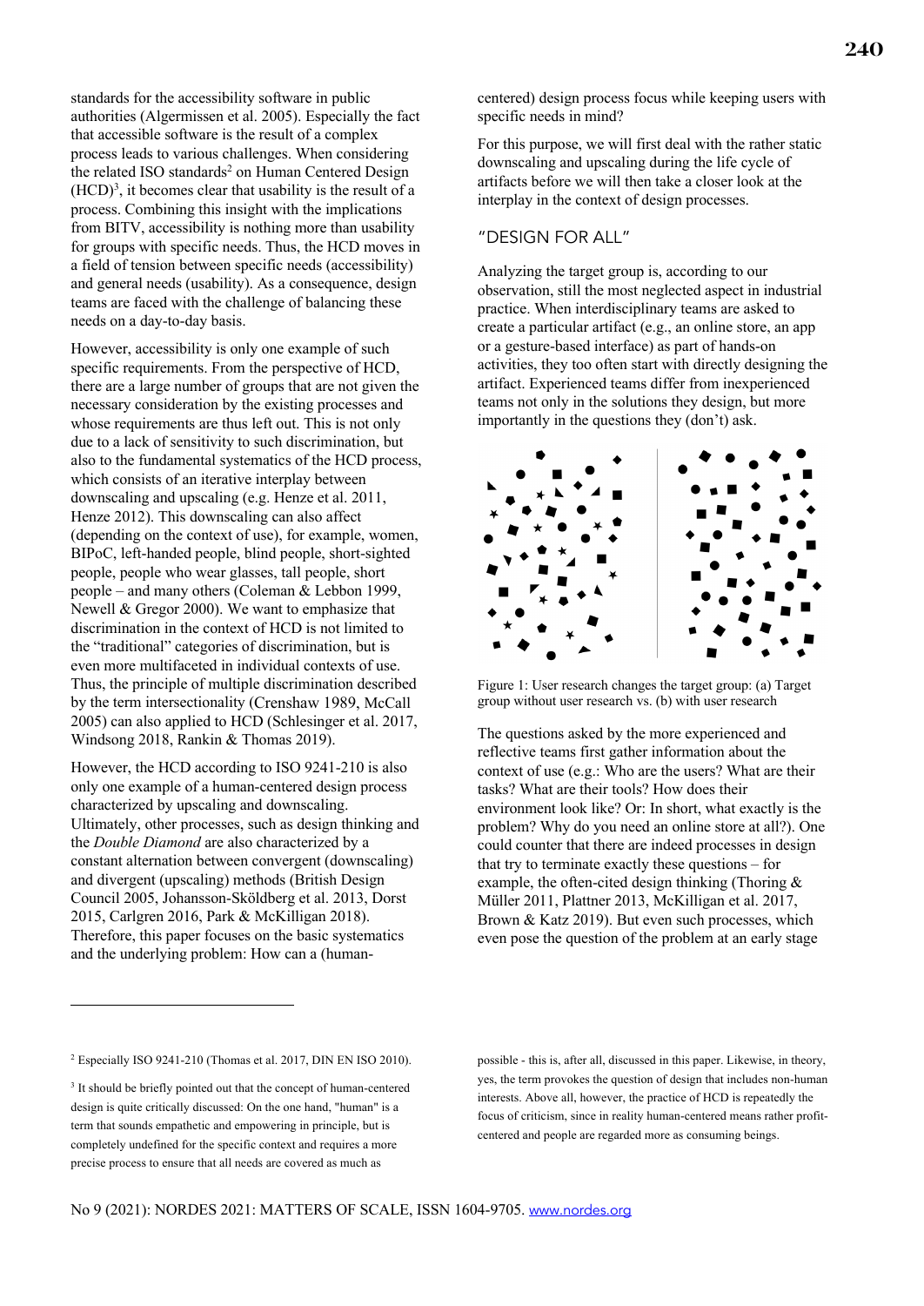standards for the accessibility software in public authorities (Algermissen et al. 2005). Especially the fact that accessible software is the result of a complex process leads to various challenges. When considering the related ISO standards[2] on Human Centered Design (HCD)[3], it becomes clear that usability is the result of a process. Combining this insight with the implications from BITV, accessibility is nothing more than usability for groups with specific needs. Thus, the HCD moves in a field of tension between specific needs (accessibility) and general needs (usability). As a consequence, design teams are faced with the challenge of balancing these needs on a day-to-day basis.

However, accessibility is only one example of such specific requirements. From the perspective of HCD, there are a large number of groups that are not given the necessary consideration by the existing processes and whose requirements are thus left out. This is not only due to a lack of sensitivity to such discrimination, but also to the fundamental systematics of the HCD process, which consists of an iterative interplay between downscaling and upscaling (e.g. Henze et al. 2011, Henze 2012). This downscaling can also affect (depending on the context of use), for example, women, BIPoC, left-handed people, blind people, short-sighted people, people who wear glasses, tall people, short people – and many others (Coleman & Lebbon 1999, Newell & Gregor 2000). We want to emphasize that discrimination in the context of HCD is not limited to the "traditional" categories of discrimination, but is even more multifaceted in individual contexts of use. Thus, the principle of multiple discrimination described by the term intersectionality (Crenshaw 1989, McCall 2005) can also applied to HCD (Schlesinger et al. 2017, Windsong 2018, Rankin & Thomas 2019).

However, the HCD according to ISO 9241-210 is also only one example of a human-centered design process characterized by upscaling and downscaling. Ultimately, other processes, such as design thinking and the *Double Diamond* are also characterized by a constant alternation between convergent (downscaling) and divergent (upscaling) methods (British Design Council 2005, Johansson-Sköldberg et al. 2013, Dorst 2015, Carlgren 2016, Park & McKilligan 2018). Therefore, this paper focuses on the basic systematics and the underlying problem: How can a (human-centered) design process focus while keeping users with specific needs in mind?

For this purpose, we will first deal with the rather static downscaling and upscaling during the life cycle of artifacts before we will then take a closer look at the interplay in the context of design processes.

## "DESIGN FOR ALL"

Analyzing the target group is, according to our observation, still the most neglected aspect in industrial practice. When interdisciplinary teams are asked to create a particular artifact (e.g., an online store, an app or a gesture-based interface) as part of hands-on activities, they too often start with directly designing the artifact. Experienced teams differ from inexperienced teams not only in the solutions they design, but more importantly in the questions they (don't) ask.

Figure 1: User research changes the target group: (a) Target group without user research vs. (b) with user research

The questions asked by the more experienced and reflective teams first gather information about the context of use (e.g.: Who are the users? What are their tasks? What are their tools? How does their environment look like? Or: In short, what exactly is the problem? Why do you need an online store at all?). One could counter that there are indeed processes in design that try to terminate exactly these questions – for example, the often-cited design thinking (Thoring & Müller 2011, Plattner 2013, McKilligan et al. 2017, Brown & Katz 2019). But even such processes, which even pose the question of the problem at an early stage

---

[2] Especially ISO 9241-210 (Thomas et al. 2017, DIN EN ISO 2010).

[3] It should be briefly pointed out that the concept of human-centered design is quite critically discussed: On the one hand, "human" is a term that sounds empathetic and empowering in principle, but is completely undefined for the specific context and requires a more precise process to ensure that all needs are covered as much as possible - this is, after all, discussed in this paper. Likewise, in theory, yes, the term provokes the question of design that includes non-human interests. Above all, however, the practice of HCD is repeatedly the focus of criticism, since in reality human-centered means rather profit-centered and people are regarded more as consuming beings.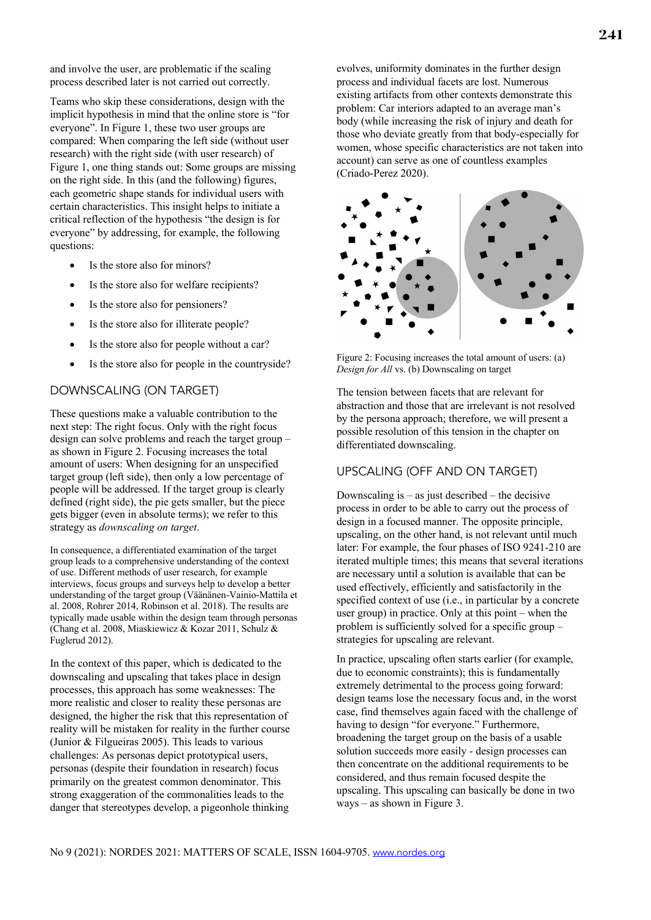and involve the user, are problematic if the scaling process described later is not carried out correctly.

Teams who skip these considerations, design with the implicit hypothesis in mind that the online store is "for everyone". In Figure 1, these two user groups are compared: When comparing the left side (without user research) with the right side (with user research) of Figure 1, one thing stands out: Some groups are missing on the right side. In this (and the following) figures, each geometric shape stands for individual users with certain characteristics. This insight helps to initiate a critical reflection of the hypothesis "the design is for everyone" by addressing, for example, the following questions:

- Is the store also for minors?
- Is the store also for welfare recipients?
- Is the store also for pensioners?
- Is the store also for illiterate people?
- Is the store also for people without a car?
- Is the store also for people in the countryside?

## DOWNSCALING (ON TARGET)

These questions make a valuable contribution to the next step: The right focus. Only with the right focus design can solve problems and reach the target group – as shown in Figure 2. Focusing increases the total amount of users: When designing for an unspecified target group (left side), then only a low percentage of people will be addressed. If the target group is clearly defined (right side), the pie gets smaller, but the piece gets bigger (even in absolute terms); we refer to this strategy as *downscaling on target*.

In consequence, a differentiated examination of the target group leads to a comprehensive understanding of the context of use. Different methods of user research, for example interviews, focus groups and surveys help to develop a better understanding of the target group (Väänänen-Vainio-Mattila et al. 2008, Rohrer 2014, Robinson et al. 2018). The results are typically made usable within the design team through personas (Chang et al. 2008, Miaskiewicz & Kozar 2011, Schulz & Fuglerud 2012).

In the context of this paper, which is dedicated to the downscaling and upscaling that takes place in design processes, this approach has some weaknesses: The more realistic and closer to reality these personas are designed, the higher the risk that this representation of reality will be mistaken for reality in the further course (Junior & Filgueiras 2005). This leads to various challenges: As personas depict prototypical users, personas (despite their foundation in research) focus primarily on the greatest common denominator. This strong exaggeration of the commonalities leads to the danger that stereotypes develop, a pigeonhole thinking evolves, uniformity dominates in the further design process and individual facets are lost. Numerous existing artifacts from other contexts demonstrate this problem: Car interiors adapted to an average man's body (while increasing the risk of injury and death for those who deviate greatly from that body-especially for women, whose specific characteristics are not taken into account) can serve as one of countless examples (Criado-Perez 2020).

Figure 2: Focusing increases the total amount of users: (a) *Design for All* vs. (b) Downscaling on target

The tension between facets that are relevant for abstraction and those that are irrelevant is not resolved by the persona approach; therefore, we will present a possible resolution of this tension in the chapter on differentiated downscaling.

## UPSCALING (OFF AND ON TARGET)

Downscaling is – as just described – the decisive process in order to be able to carry out the process of design in a focused manner. The opposite principle, upscaling, on the other hand, is not relevant until much later: For example, the four phases of ISO 9241-210 are iterated multiple times; this means that several iterations are necessary until a solution is available that can be used effectively, efficiently and satisfactorily in the specified context of use (i.e., in particular by a concrete user group) in practice. Only at this point – when the problem is sufficiently solved for a specific group – strategies for upscaling are relevant.

In practice, upscaling often starts earlier (for example, due to economic constraints); this is fundamentally extremely detrimental to the process going forward: design teams lose the necessary focus and, in the worst case, find themselves again faced with the challenge of having to design "for everyone." Furthermore, broadening the target group on the basis of a usable solution succeeds more easily - design processes can then concentrate on the additional requirements to be considered, and thus remain focused despite the upscaling. This upscaling can basically be done in two ways – as shown in Figure 3.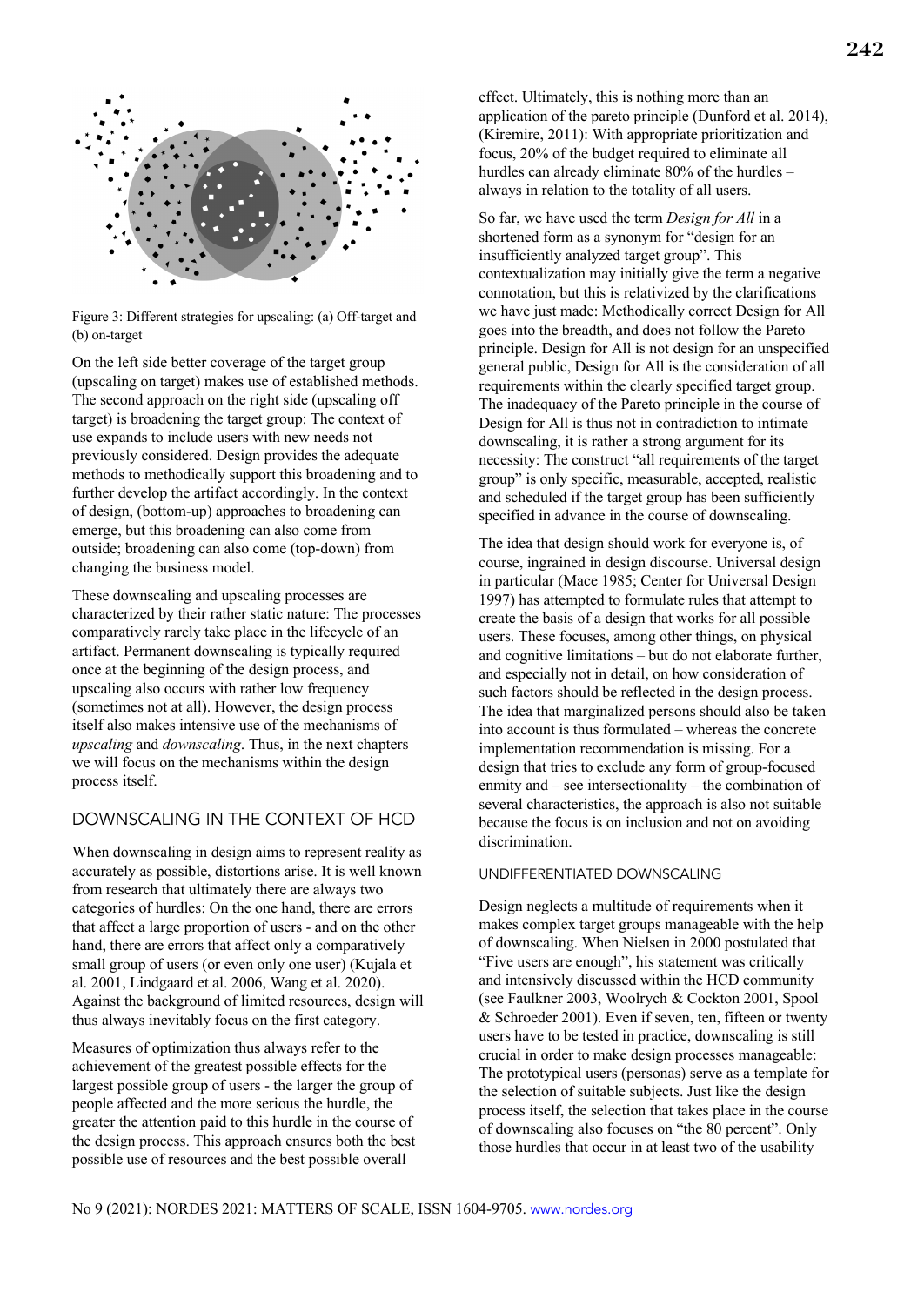Figure 3: Different strategies for upscaling: (a) Off-target and (b) on-target

On the left side better coverage of the target group (upscaling on target) makes use of established methods. The second approach on the right side (upscaling off target) is broadening the target group: The context of use expands to include users with new needs not previously considered. Design provides the adequate methods to methodically support this broadening and to further develop the artifact accordingly. In the context of design, (bottom-up) approaches to broadening can emerge, but this broadening can also come from outside; broadening can also come (top-down) from changing the business model.

These downscaling and upscaling processes are characterized by their rather static nature: The processes comparatively rarely take place in the lifecycle of an artifact. Permanent downscaling is typically required once at the beginning of the design process, and upscaling also occurs with rather low frequency (sometimes not at all). However, the design process itself also makes intensive use of the mechanisms of *upscaling* and *downscaling*. Thus, in the next chapters we will focus on the mechanisms within the design process itself.

## DOWNSCALING IN THE CONTEXT OF HCD

When downscaling in design aims to represent reality as accurately as possible, distortions arise. It is well known from research that ultimately there are always two categories of hurdles: On the one hand, there are errors that affect a large proportion of users - and on the other hand, there are errors that affect only a comparatively small group of users (or even only one user) (Kujala et al. 2001, Lindgaard et al. 2006, Wang et al. 2020). Against the background of limited resources, design will thus always inevitably focus on the first category.

Measures of optimization thus always refer to the achievement of the greatest possible effects for the largest possible group of users - the larger the group of people affected and the more serious the hurdle, the greater the attention paid to this hurdle in the course of the design process. This approach ensures both the best possible use of resources and the best possible overall effect. Ultimately, this is nothing more than an application of the pareto principle (Dunford et al. 2014), (Kiremire, 2011): With appropriate prioritization and focus, 20% of the budget required to eliminate all hurdles can already eliminate 80% of the hurdles – always in relation to the totality of all users.

So far, we have used the term *Design for All* in a shortened form as a synonym for "design for an insufficiently analyzed target group". This contextualization may initially give the term a negative connotation, but this is relativized by the clarifications we have just made: Methodically correct Design for All goes into the breadth, and does not follow the Pareto principle. Design for All is not design for an unspecified general public, Design for All is the consideration of all requirements within the clearly specified target group. The inadequacy of the Pareto principle in the course of Design for All is thus not in contradiction to intimate downscaling, it is rather a strong argument for its necessity: The construct "all requirements of the target group" is only specific, measurable, accepted, realistic and scheduled if the target group has been sufficiently specified in advance in the course of downscaling.

The idea that design should work for everyone is, of course, ingrained in design discourse. Universal design in particular (Mace 1985; Center for Universal Design 1997) has attempted to formulate rules that attempt to create the basis of a design that works for all possible users. These focuses, among other things, on physical and cognitive limitations – but do not elaborate further, and especially not in detail, on how consideration of such factors should be reflected in the design process. The idea that marginalized persons should also be taken into account is thus formulated – whereas the concrete implementation recommendation is missing. For a design that tries to exclude any form of group-focused enmity and – see intersectionality – the combination of several characteristics, the approach is also not suitable because the focus is on inclusion and not on avoiding discrimination.

### UNDIFFERENTIATED DOWNSCALING

Design neglects a multitude of requirements when it makes complex target groups manageable with the help of downscaling. When Nielsen in 2000 postulated that "Five users are enough", his statement was critically and intensively discussed within the HCD community (see Faulkner 2003, Woolrych & Cockton 2001, Spool & Schroeder 2001). Even if seven, ten, fifteen or twenty users have to be tested in practice, downscaling is still crucial in order to make design processes manageable: The prototypical users (personas) serve as a template for the selection of suitable subjects. Just like the design process itself, the selection that takes place in the course of downscaling also focuses on "the 80 percent". Only those hurdles that occur in at least two of the usability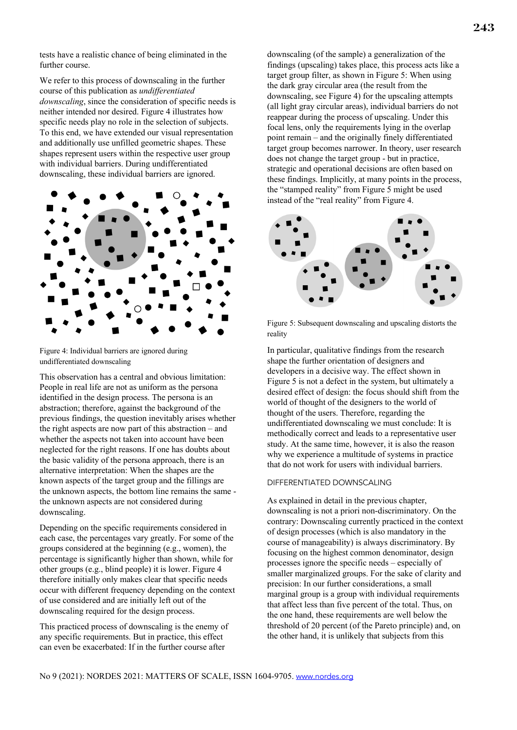tests have a realistic chance of being eliminated in the further course.

We refer to this process of downscaling in the further course of this publication as *undifferentiated downscaling*, since the consideration of specific needs is neither intended nor desired. Figure 4 illustrates how specific needs play no role in the selection of subjects. To this end, we have extended our visual representation and additionally use unfilled geometric shapes. These shapes represent users within the respective user group with individual barriers. During undifferentiated downscaling, these individual barriers are ignored.

Figure 4: Individual barriers are ignored during undifferentiated downscaling

This observation has a central and obvious limitation: People in real life are not as uniform as the persona identified in the design process. The persona is an abstraction; therefore, against the background of the previous findings, the question inevitably arises whether the right aspects are now part of this abstraction – and whether the aspects not taken into account have been neglected for the right reasons. If one has doubts about the basic validity of the persona approach, there is an alternative interpretation: When the shapes are the known aspects of the target group and the fillings are the unknown aspects, the bottom line remains the same - the unknown aspects are not considered during downscaling.

Depending on the specific requirements considered in each case, the percentages vary greatly. For some of the groups considered at the beginning (e.g., women), the percentage is significantly higher than shown, while for other groups (e.g., blind people) it is lower. Figure 4 therefore initially only makes clear that specific needs occur with different frequency depending on the context of use considered and are initially left out of the downscaling required for the design process.

This practiced process of downscaling is the enemy of any specific requirements. But in practice, this effect can even be exacerbated: If in the further course after downscaling (of the sample) a generalization of the findings (upscaling) takes place, this process acts like a target group filter, as shown in Figure 5: When using the dark gray circular area (the result from the downscaling, see Figure 4) for the upscaling attempts (all light gray circular areas), individual barriers do not reappear during the process of upscaling. Under this focal lens, only the requirements lying in the overlap point remain – and the originally finely differentiated target group becomes narrower. In theory, user research does not change the target group - but in practice, strategic and operational decisions are often based on these findings. Implicitly, at many points in the process, the "stamped reality" from Figure 5 might be used instead of the "real reality" from Figure 4.

Figure 5: Subsequent downscaling and upscaling distorts the reality

In particular, qualitative findings from the research shape the further orientation of designers and developers in a decisive way. The effect shown in Figure 5 is not a defect in the system, but ultimately a desired effect of design: the focus should shift from the world of thought of the designers to the world of thought of the users. Therefore, regarding the undifferentiated downscaling we must conclude: It is methodically correct and leads to a representative user study. At the same time, however, it is also the reason why we experience a multitude of systems in practice that do not work for users with individual barriers.

## DIFFERENTIATED DOWNSCALING

As explained in detail in the previous chapter, downscaling is not a priori non-discriminatory. On the contrary: Downscaling currently practiced in the context of design processes (which is also mandatory in the course of manageability) is always discriminatory. By focusing on the highest common denominator, design processes ignore the specific needs – especially of smaller marginalized groups. For the sake of clarity and precision: In our further considerations, a small marginal group is a group with individual requirements that affect less than five percent of the total. Thus, on the one hand, these requirements are well below the threshold of 20 percent (of the Pareto principle) and, on the other hand, it is unlikely that subjects from this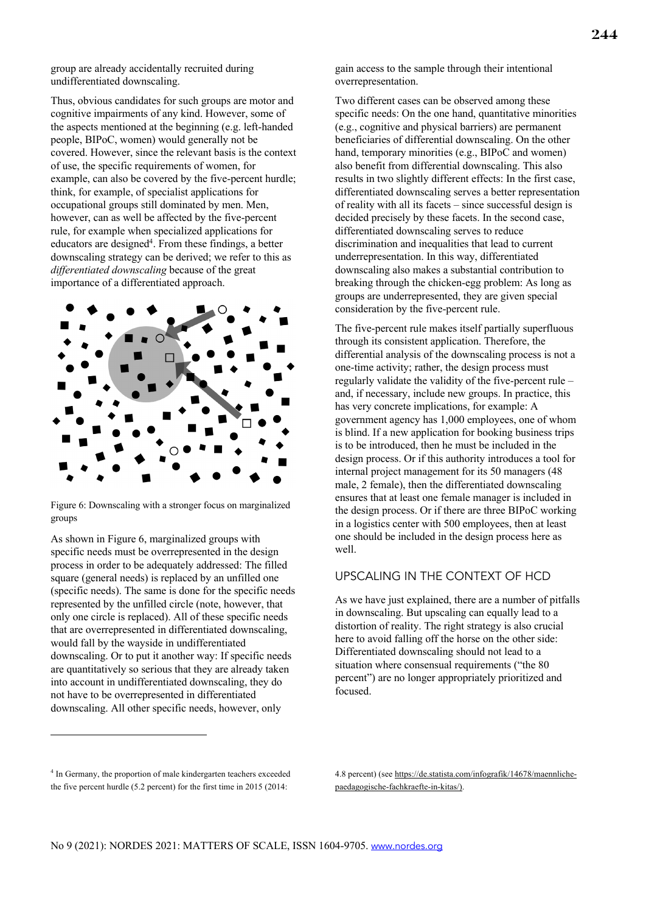group are already accidentally recruited during undifferentiated downscaling.

Thus, obvious candidates for such groups are motor and cognitive impairments of any kind. However, some of the aspects mentioned at the beginning (e.g. left-handed people, BIPoC, women) would generally not be covered. However, since the relevant basis is the context of use, the specific requirements of women, for example, can also be covered by the five-percent hurdle; think, for example, of specialist applications for occupational groups still dominated by men. Men, however, can as well be affected by the five-percent rule, for example when specialized applications for educators are designed[4]. From these findings, a better downscaling strategy can be derived; we refer to this as *differentiated downscaling* because of the great importance of a differentiated approach.

Figure 6: Downscaling with a stronger focus on marginalized groups

As shown in Figure 6, marginalized groups with specific needs must be overrepresented in the design process in order to be adequately addressed: The filled square (general needs) is replaced by an unfilled one (specific needs). The same is done for the specific needs represented by the unfilled circle (note, however, that only one circle is replaced). All of these specific needs that are overrepresented in differentiated downscaling, would fall by the wayside in undifferentiated downscaling. Or to put it another way: If specific needs are quantitatively so serious that they are already taken into account in undifferentiated downscaling, they do not have to be overrepresented in differentiated downscaling. All other specific needs, however, only gain access to the sample through their intentional overrepresentation.

Two different cases can be observed among these specific needs: On the one hand, quantitative minorities (e.g., cognitive and physical barriers) are permanent beneficiaries of differential downscaling. On the other hand, temporary minorities (e.g., BIPoC and women) also benefit from differential downscaling. This also results in two slightly different effects: In the first case, differentiated downscaling serves a better representation of reality with all its facets – since successful design is decided precisely by these facets. In the second case, differentiated downscaling serves to reduce discrimination and inequalities that lead to current underrepresentation. In this way, differentiated downscaling also makes a substantial contribution to breaking through the chicken-egg problem: As long as groups are underrepresented, they are given special consideration by the five-percent rule.

The five-percent rule makes itself partially superfluous through its consistent application. Therefore, the differential analysis of the downscaling process is not a one-time activity; rather, the design process must regularly validate the validity of the five-percent rule – and, if necessary, include new groups. In practice, this has very concrete implications, for example: A government agency has 1,000 employees, one of whom is blind. If a new application for booking business trips is to be introduced, then he must be included in the design process. Or if this authority introduces a tool for internal project management for its 50 managers (48 male, 2 female), then the differentiated downscaling ensures that at least one female manager is included in the design process. Or if there are three BIPoC working in a logistics center with 500 employees, then at least one should be included in the design process here as well.

## UPSCALING IN THE CONTEXT OF HCD

As we have just explained, there are a number of pitfalls in downscaling. But upscaling can equally lead to a distortion of reality. The right strategy is also crucial here to avoid falling off the horse on the other side: Differentiated downscaling should not lead to a situation where consensual requirements ("the 80 percent") are no longer appropriately prioritized and focused.

---

[4] In Germany, the proportion of male kindergarten teachers exceeded the five percent hurdle (5.2 percent) for the first time in 2015 (2014: 4.8 percent) (see https://de.statista.com/infografik/14678/maennliche-paedagogische-fachkraefte-in-kitas/).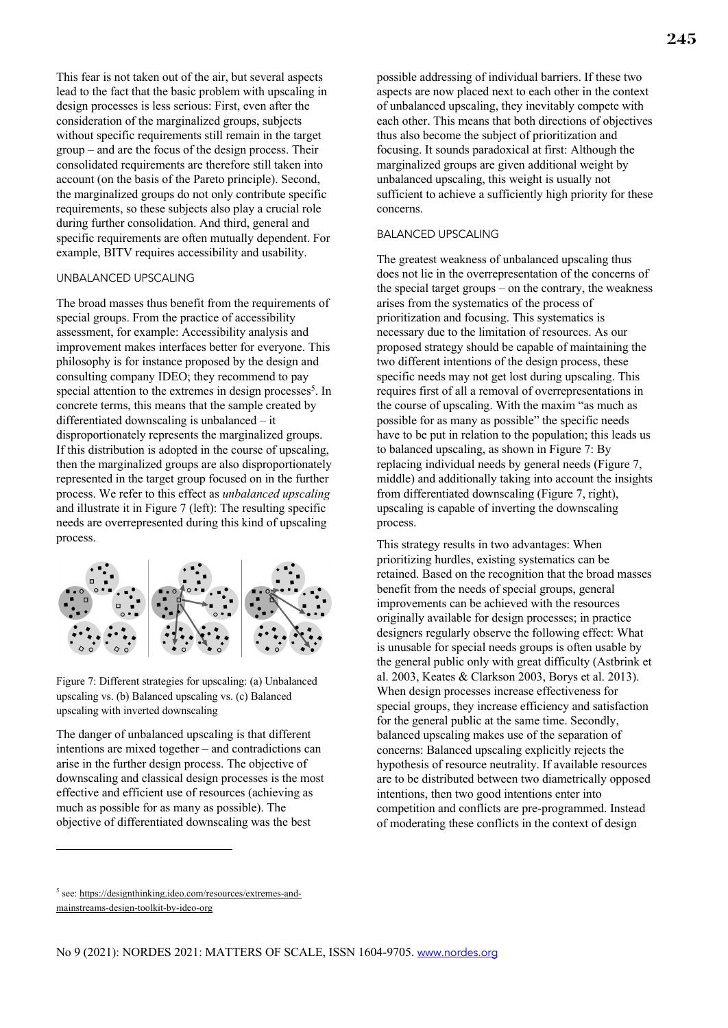This fear is not taken out of the air, but several aspects lead to the fact that the basic problem with upscaling in design processes is less serious: First, even after the consideration of the marginalized groups, subjects without specific requirements still remain in the target group – and are the focus of the design process. Their consolidated requirements are therefore still taken into account (on the basis of the Pareto principle). Second, the marginalized groups do not only contribute specific requirements, so these subjects also play a crucial role during further consolidation. And third, general and specific requirements are often mutually dependent. For example, BITV requires accessibility and usability.

### UNBALANCED UPSCALING

The broad masses thus benefit from the requirements of special groups. From the practice of accessibility assessment, for example: Accessibility analysis and improvement makes interfaces better for everyone. This philosophy is for instance proposed by the design and consulting company IDEO; they recommend to pay special attention to the extremes in design processes[5]. In concrete terms, this means that the sample created by differentiated downscaling is unbalanced – it disproportionately represents the marginalized groups. If this distribution is adopted in the course of upscaling, then the marginalized groups are also disproportionately represented in the target group focused on in the further process. We refer to this effect as *unbalanced upscaling* and illustrate it in Figure 7 (left): The resulting specific needs are overrepresented during this kind of upscaling process.

Figure 7: Different strategies for upscaling: (a) Unbalanced upscaling vs. (b) Balanced upscaling vs. (c) Balanced upscaling with inverted downscaling

The danger of unbalanced upscaling is that different intentions are mixed together – and contradictions can arise in the further design process. The objective of downscaling and classical design processes is the most effective and efficient use of resources (achieving as much as possible for as many as possible). The objective of differentiated downscaling was the best possible addressing of individual barriers. If these two aspects are now placed next to each other in the context of unbalanced upscaling, they inevitably compete with each other. This means that both directions of objectives thus also become the subject of prioritization and focusing. It sounds paradoxical at first: Although the marginalized groups are given additional weight by unbalanced upscaling, this weight is usually not sufficient to achieve a sufficiently high priority for these concerns.

### BALANCED UPSCALING

The greatest weakness of unbalanced upscaling thus does not lie in the overrepresentation of the concerns of the special target groups – on the contrary, the weakness arises from the systematics of the process of prioritization and focusing. This systematics is necessary due to the limitation of resources. As our proposed strategy should be capable of maintaining the two different intentions of the design process, these specific needs may not get lost during upscaling. This requires first of all a removal of overrepresentations in the course of upscaling. With the maxim "as much as possible for as many as possible" the specific needs have to be put in relation to the population; this leads us to balanced upscaling, as shown in Figure 7: By replacing individual needs by general needs (Figure 7, middle) and additionally taking into account the insights from differentiated downscaling (Figure 7, right), upscaling is capable of inverting the downscaling process.

This strategy results in two advantages: When prioritizing hurdles, existing systematics can be retained. Based on the recognition that the broad masses benefit from the needs of special groups, general improvements can be achieved with the resources originally available for design processes; in practice designers regularly observe the following effect: What is unusable for special needs groups is often usable by the general public only with great difficulty (Astbrink et al. 2003, Keates & Clarkson 2003, Borys et al. 2013). When design processes increase effectiveness for special groups, they increase efficiency and satisfaction for the general public at the same time. Secondly, balanced upscaling makes use of the separation of concerns: Balanced upscaling explicitly rejects the hypothesis of resource neutrality. If available resources are to be distributed between two diametrically opposed intentions, then two good intentions enter into competition and conflicts are pre-programmed. Instead of moderating these conflicts in the context of design

[5] see: https://designthinking.ideo.com/resources/extremes-and-mainstreams-design-toolkit-by-ideo-org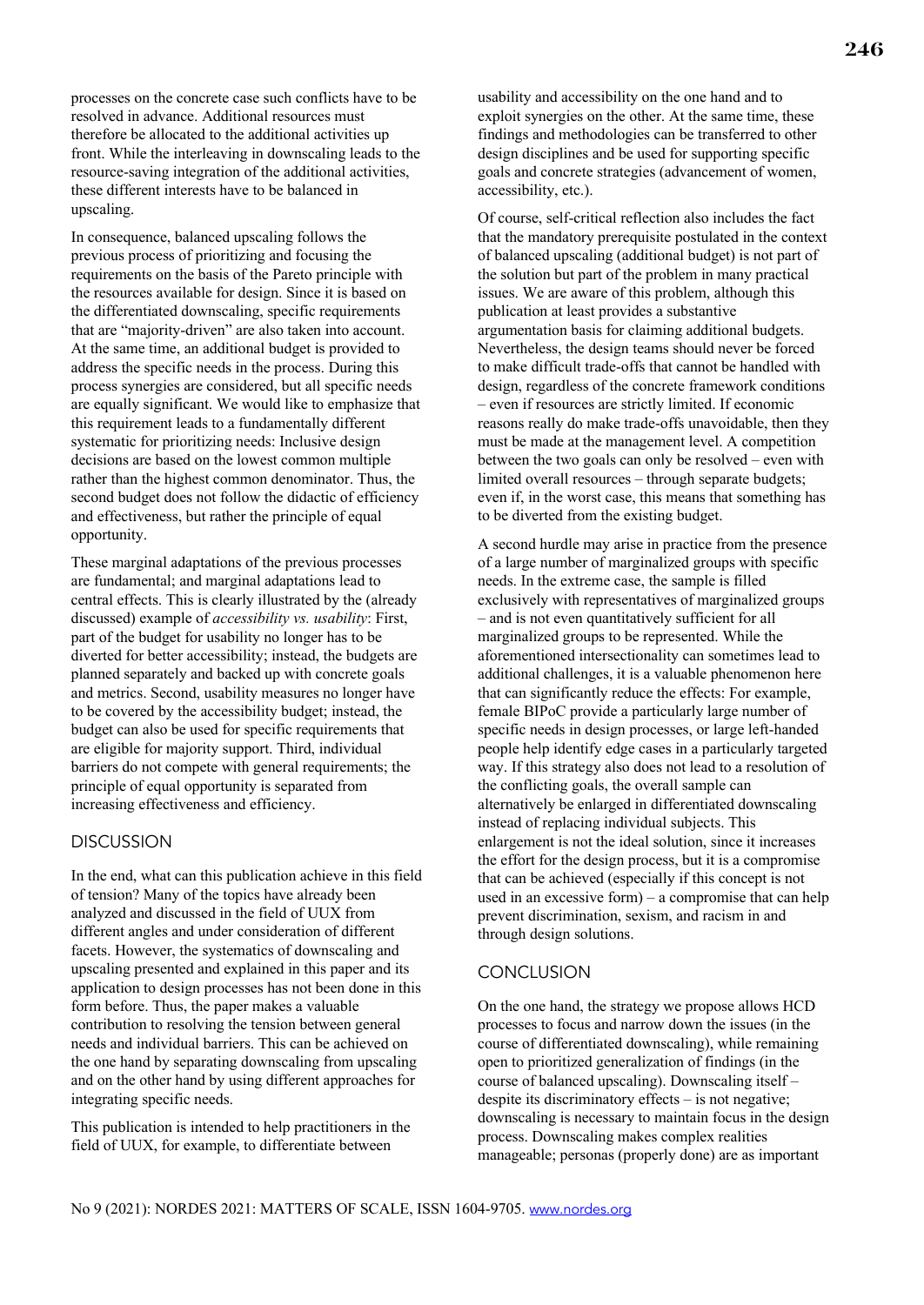processes on the concrete case such conflicts have to be resolved in advance. Additional resources must therefore be allocated to the additional activities up front. While the interleaving in downscaling leads to the resource-saving integration of the additional activities, these different interests have to be balanced in upscaling.

In consequence, balanced upscaling follows the previous process of prioritizing and focusing the requirements on the basis of the Pareto principle with the resources available for design. Since it is based on the differentiated downscaling, specific requirements that are "majority-driven" are also taken into account. At the same time, an additional budget is provided to address the specific needs in the process. During this process synergies are considered, but all specific needs are equally significant. We would like to emphasize that this requirement leads to a fundamentally different systematic for prioritizing needs: Inclusive design decisions are based on the lowest common multiple rather than the highest common denominator. Thus, the second budget does not follow the didactic of efficiency and effectiveness, but rather the principle of equal opportunity.

These marginal adaptations of the previous processes are fundamental; and marginal adaptations lead to central effects. This is clearly illustrated by the (already discussed) example of *accessibility vs. usability*: First, part of the budget for usability no longer has to be diverted for better accessibility; instead, the budgets are planned separately and backed up with concrete goals and metrics. Second, usability measures no longer have to be covered by the accessibility budget; instead, the budget can also be used for specific requirements that are eligible for majority support. Third, individual barriers do not compete with general requirements; the principle of equal opportunity is separated from increasing effectiveness and efficiency.

## DISCUSSION

In the end, what can this publication achieve in this field of tension? Many of the topics have already been analyzed and discussed in the field of UUX from different angles and under consideration of different facets. However, the systematics of downscaling and upscaling presented and explained in this paper and its application to design processes has not been done in this form before. Thus, the paper makes a valuable contribution to resolving the tension between general needs and individual barriers. This can be achieved on the one hand by separating downscaling from upscaling and on the other hand by using different approaches for integrating specific needs.

This publication is intended to help practitioners in the field of UUX, for example, to differentiate between usability and accessibility on the one hand and to exploit synergies on the other. At the same time, these findings and methodologies can be transferred to other design disciplines and be used for supporting specific goals and concrete strategies (advancement of women, accessibility, etc.).

Of course, self-critical reflection also includes the fact that the mandatory prerequisite postulated in the context of balanced upscaling (additional budget) is not part of the solution but part of the problem in many practical issues. We are aware of this problem, although this publication at least provides a substantive argumentation basis for claiming additional budgets. Nevertheless, the design teams should never be forced to make difficult trade-offs that cannot be handled with design, regardless of the concrete framework conditions – even if resources are strictly limited. If economic reasons really do make trade-offs unavoidable, then they must be made at the management level. A competition between the two goals can only be resolved – even with limited overall resources – through separate budgets; even if, in the worst case, this means that something has to be diverted from the existing budget.

A second hurdle may arise in practice from the presence of a large number of marginalized groups with specific needs. In the extreme case, the sample is filled exclusively with representatives of marginalized groups – and is not even quantitatively sufficient for all marginalized groups to be represented. While the aforementioned intersectionality can sometimes lead to additional challenges, it is a valuable phenomenon here that can significantly reduce the effects: For example, female BIPoC provide a particularly large number of specific needs in design processes, or large left-handed people help identify edge cases in a particularly targeted way. If this strategy also does not lead to a resolution of the conflicting goals, the overall sample can alternatively be enlarged in differentiated downscaling instead of replacing individual subjects. This enlargement is not the ideal solution, since it increases the effort for the design process, but it is a compromise that can be achieved (especially if this concept is not used in an excessive form) – a compromise that can help prevent discrimination, sexism, and racism in and through design solutions.

## CONCLUSION

On the one hand, the strategy we propose allows HCD processes to focus and narrow down the issues (in the course of differentiated downscaling), while remaining open to prioritized generalization of findings (in the course of balanced upscaling). Downscaling itself – despite its discriminatory effects – is not negative; downscaling is necessary to maintain focus in the design process. Downscaling makes complex realities manageable; personas (properly done) are as important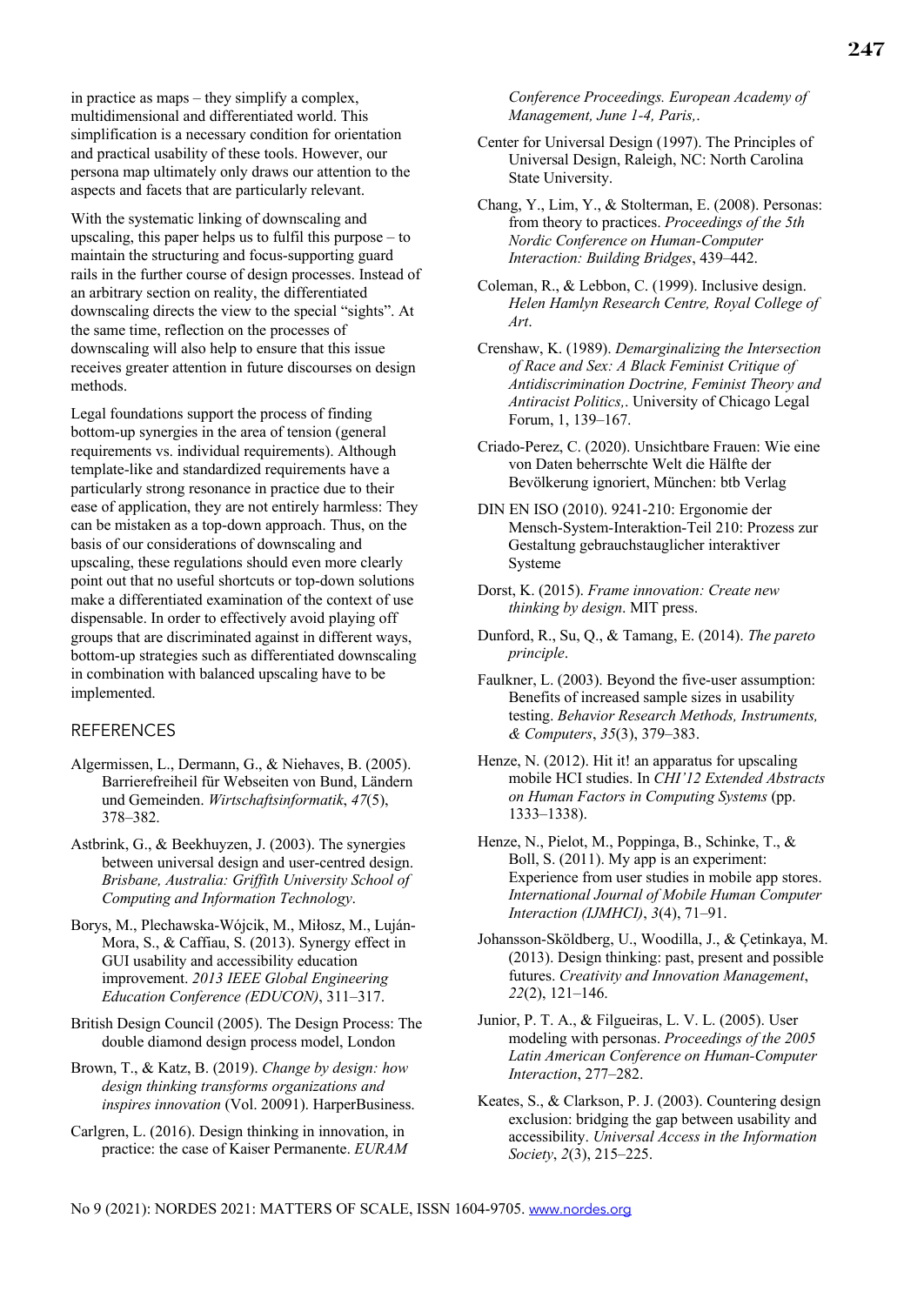in practice as maps – they simplify a complex, multidimensional and differentiated world. This simplification is a necessary condition for orientation and practical usability of these tools. However, our persona map ultimately only draws our attention to the aspects and facets that are particularly relevant.

With the systematic linking of downscaling and upscaling, this paper helps us to fulfil this purpose – to maintain the structuring and focus-supporting guard rails in the further course of design processes. Instead of an arbitrary section on reality, the differentiated downscaling directs the view to the special "sights". At the same time, reflection on the processes of downscaling will also help to ensure that this issue receives greater attention in future discourses on design methods.

Legal foundations support the process of finding bottom-up synergies in the area of tension (general requirements vs. individual requirements). Although template-like and standardized requirements have a particularly strong resonance in practice due to their ease of application, they are not entirely harmless: They can be mistaken as a top-down approach. Thus, on the basis of our considerations of downscaling and upscaling, these regulations should even more clearly point out that no useful shortcuts or top-down solutions make a differentiated examination of the context of use dispensable. In order to effectively avoid playing off groups that are discriminated against in different ways, bottom-up strategies such as differentiated downscaling in combination with balanced upscaling have to be implemented.

## REFERENCES

Algermissen, L., Dermann, G., & Niehaves, B. (2005). Barrierefreiheit für Webseiten von Bund, Ländern und Gemeinden. *Wirtschaftsinformatik*, *47*(5), 378–382.

Astbrink, G., & Beekhuyzen, J. (2003). The synergies between universal design and user-centred design. *Brisbane, Australia: Griffith University School of Computing and Information Technology*.

Borys, M., Plechawska-Wójcik, M., Miłosz, M., Luján-Mora, S., & Caffiau, S. (2013). Synergy effect in GUI usability and accessibility education improvement. *2013 IEEE Global Engineering Education Conference (EDUCON)*, 311–317.

British Design Council (2005). The Design Process: The double diamond design process model, London

Brown, T., & Katz, B. (2019). *Change by design: how design thinking transforms organizations and inspires innovation* (Vol. 20091). HarperBusiness.

Carlgren, L. (2016). Design thinking in innovation, in practice: the case of Kaiser Permanente. *EURAM Conference Proceedings. European Academy of Management, June 1-4, Paris,*.

Center for Universal Design (1997). The Principles of Universal Design, Raleigh, NC: North Carolina State University.

Chang, Y., Lim, Y., & Stolterman, E. (2008). Personas: from theory to practices. *Proceedings of the 5th Nordic Conference on Human-Computer Interaction: Building Bridges*, 439–442.

Coleman, R., & Lebbon, C. (1999). Inclusive design. *Helen Hamlyn Research Centre, Royal College of Art*.

Crenshaw, K. (1989). *Demarginalizing the Intersection of Race and Sex: A Black Feminist Critique of Antidiscrimination Doctrine, Feminist Theory and Antiracist Politics,*. University of Chicago Legal Forum, 1, 139–167.

Criado-Perez, C. (2020). Unsichtbare Frauen: Wie eine von Daten beherrschte Welt die Hälfte der Bevölkerung ignoriert, München: btb Verlag

DIN EN ISO (2010). 9241-210: Ergonomie der Mensch-System-Interaktion-Teil 210: Prozess zur Gestaltung gebrauchstauglicher interaktiver Systeme

Dorst, K. (2015). *Frame innovation: Create new thinking by design*. MIT press.

Dunford, R., Su, Q., & Tamang, E. (2014). *The pareto principle*.

Faulkner, L. (2003). Beyond the five-user assumption: Benefits of increased sample sizes in usability testing. *Behavior Research Methods, Instruments, & Computers*, *35*(3), 379–383.

Henze, N. (2012). Hit it! an apparatus for upscaling mobile HCI studies. In *CHI'12 Extended Abstracts on Human Factors in Computing Systems* (pp. 1333–1338).

Henze, N., Pielot, M., Poppinga, B., Schinke, T., & Boll, S. (2011). My app is an experiment: Experience from user studies in mobile app stores. *International Journal of Mobile Human Computer Interaction (IJMHCI)*, *3*(4), 71–91.

Johansson-Sköldberg, U., Woodilla, J., & Çetinkaya, M. (2013). Design thinking: past, present and possible futures. *Creativity and Innovation Management*, *22*(2), 121–146.

Junior, P. T. A., & Filgueiras, L. V. L. (2005). User modeling with personas. *Proceedings of the 2005 Latin American Conference on Human-Computer Interaction*, 277–282.

Keates, S., & Clarkson, P. J. (2003). Countering design exclusion: bridging the gap between usability and accessibility. *Universal Access in the Information Society*, *2*(3), 215–225.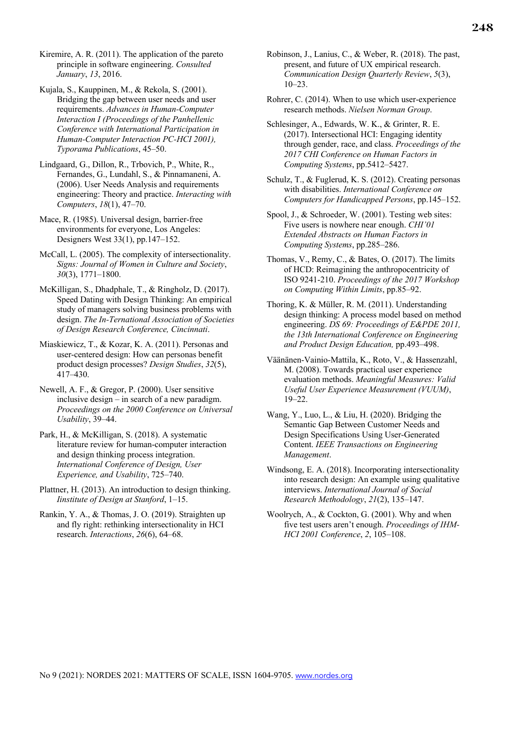Kiremire, A. R. (2011). The application of the pareto principle in software engineering. *Consulted January*, *13*, 2016.

Kujala, S., Kauppinen, M., & Rekola, S. (2001). Bridging the gap between user needs and user requirements. *Advances in Human-Computer Interaction I (Proceedings of the Panhellenic Conference with International Participation in Human-Computer Interaction PC-HCI 2001), Typorama Publications*, 45–50.

Lindgaard, G., Dillon, R., Trbovich, P., White, R., Fernandes, G., Lundahl, S., & Pinnamaneni, A. (2006). User Needs Analysis and requirements engineering: Theory and practice. *Interacting with Computers*, *18*(1), 47–70.

Mace, R. (1985). Universal design, barrier-free environments for everyone, Los Angeles: Designers West 33(1), pp.147–152.

McCall, L. (2005). The complexity of intersectionality. *Signs: Journal of Women in Culture and Society*, *30*(3), 1771–1800.

McKilligan, S., Dhadphale, T., & Ringholz, D. (2017). Speed Dating with Design Thinking: An empirical study of managers solving business problems with design. *The In-Ternational Association of Societies of Design Research Conference, Cincinnati*.

Miaskiewicz, T., & Kozar, K. A. (2011). Personas and user-centered design: How can personas benefit product design processes? *Design Studies*, *32*(5), 417–430.

Newell, A. F., & Gregor, P. (2000). User sensitive inclusive design – in search of a new paradigm. *Proceedings on the 2000 Conference on Universal Usability*, 39–44.

Park, H., & McKilligan, S. (2018). A systematic literature review for human-computer interaction and design thinking process integration. *International Conference of Design, User Experience, and Usability*, 725–740.

Plattner, H. (2013). An introduction to design thinking. *Iinstitute of Design at Stanford*, 1–15.

Rankin, Y. A., & Thomas, J. O. (2019). Straighten up and fly right: rethinking intersectionality in HCI research. *Interactions*, *26*(6), 64–68.

Robinson, J., Lanius, C., & Weber, R. (2018). The past, present, and future of UX empirical research. *Communication Design Quarterly Review*, *5*(3), 10–23.

Rohrer, C. (2014). When to use which user-experience research methods. *Nielsen Norman Group*.

Schlesinger, A., Edwards, W. K., & Grinter, R. E. (2017). Intersectional HCI: Engaging identity through gender, race, and class. *Proceedings of the 2017 CHI Conference on Human Factors in Computing Systems*, pp.5412–5427.

Schulz, T., & Fuglerud, K. S. (2012). Creating personas with disabilities. *International Conference on Computers for Handicapped Persons*, pp.145–152.

Spool, J., & Schroeder, W. (2001). Testing web sites: Five users is nowhere near enough. *CHI'01 Extended Abstracts on Human Factors in Computing Systems*, pp.285–286.

Thomas, V., Remy, C., & Bates, O. (2017). The limits of HCD: Reimagining the anthropocentricity of ISO 9241-210. *Proceedings of the 2017 Workshop on Computing Within Limits*, pp.85–92.

Thoring, K. & Müller, R. M. (2011). Understanding design thinking: A process model based on method engineering. *DS 69: Proceedings of E&PDE 2011, the 13th International Conference on Engineering and Product Design Education,* pp.493–498.

Väänänen-Vainio-Mattila, K., Roto, V., & Hassenzahl, M. (2008). Towards practical user experience evaluation methods. *Meaningful Measures: Valid Useful User Experience Measurement (VUUM)*, 19–22.

Wang, Y., Luo, L., & Liu, H. (2020). Bridging the Semantic Gap Between Customer Needs and Design Specifications Using User-Generated Content. *IEEE Transactions on Engineering Management*.

Windsong, E. A. (2018). Incorporating intersectionality into research design: An example using qualitative interviews. *International Journal of Social Research Methodology*, *21*(2), 135–147.

Woolrych, A., & Cockton, G. (2001). Why and when five test users aren't enough. *Proceedings of IHM-HCI 2001 Conference*, *2*, 105–108.